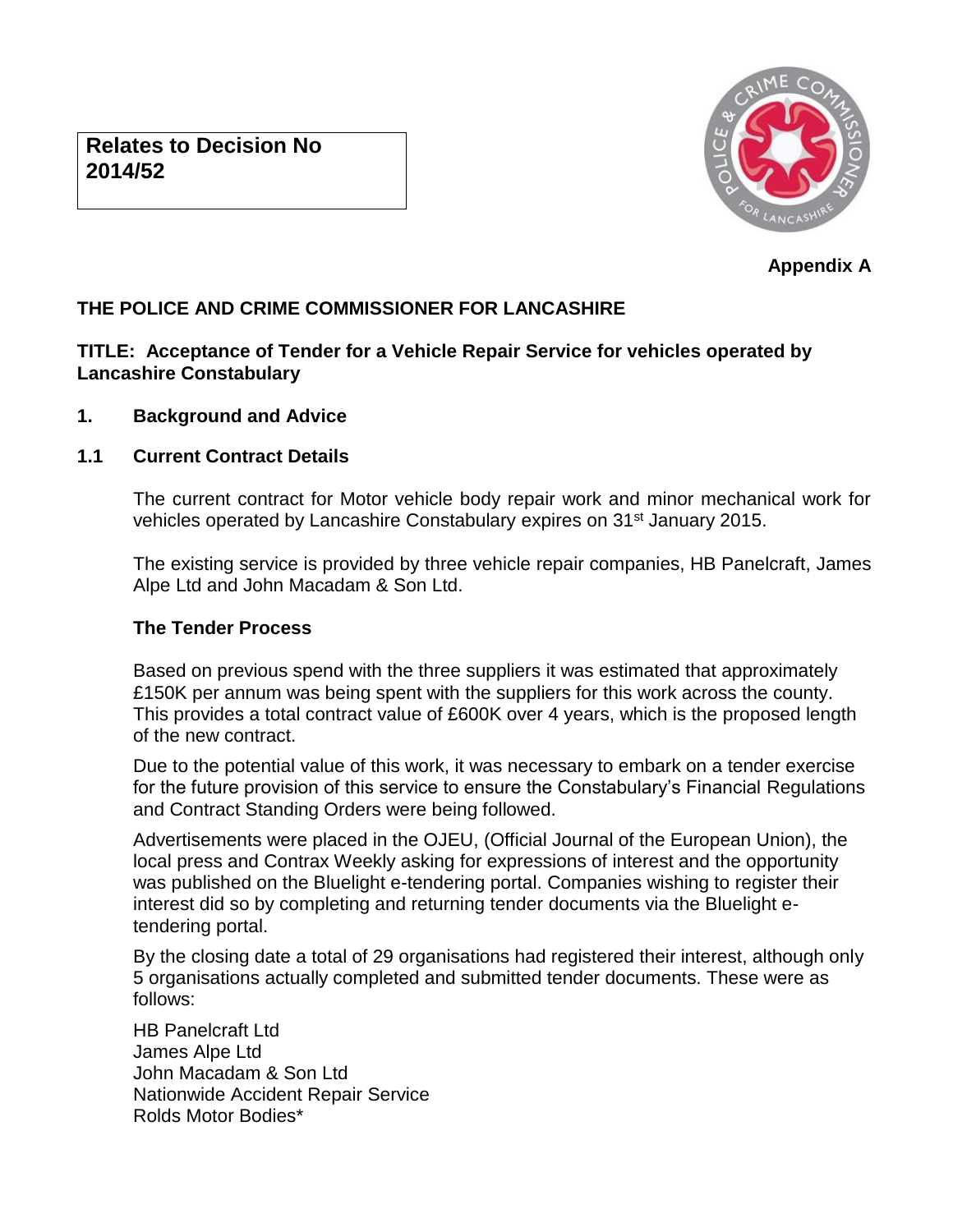**Relates to Decision No 2014/52**

**Appendix A**

**THE POLICE AND CRIME COMMISSIONER FOR LANCASHIRE**

**TITLE: Acceptance of Tender for a Vehicle Repair Service for vehicles operated by Lancashire Constabulary**

## 1. Background and Advice

### 1.1 Current Contract Details

The current contract for Motor vehicle body repair work and minor mechanical work for vehicles operated by Lancashire Constabulary expires on 31st January 2015.

The existing service is provided by three vehicle repair companies, HB Panelcraft, James Alpe Ltd and John Macadam & Son Ltd.

**The Tender Process**

Based on previous spend with the three suppliers it was estimated that approximately £150K per annum was being spent with the suppliers for this work across the county. This provides a total contract value of £600K over 4 years, which is the proposed length of the new contract.

Due to the potential value of this work, it was necessary to embark on a tender exercise for the future provision of this service to ensure the Constabulary's Financial Regulations and Contract Standing Orders were being followed.

Advertisements were placed in the OJEU, (Official Journal of the European Union), the local press and Contrax Weekly asking for expressions of interest and the opportunity was published on the Bluelight e-tendering portal. Companies wishing to register their interest did so by completing and returning tender documents via the Bluelight e-tendering portal.

By the closing date a total of 29 organisations had registered their interest, although only 5 organisations actually completed and submitted tender documents. These were as follows:

HB Panelcraft Ltd
James Alpe Ltd
John Macadam & Son Ltd
Nationwide Accident Repair Service
Rolds Motor Bodies*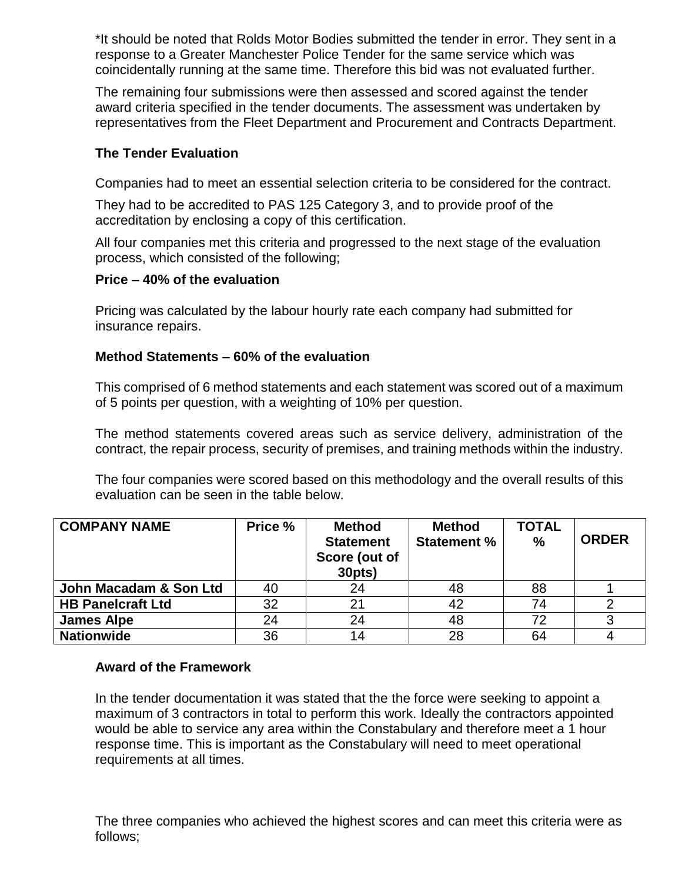*It should be noted that Rolds Motor Bodies submitted the tender in error. They sent in a response to a Greater Manchester Police Tender for the same service which was coincidentally running at the same time. Therefore this bid was not evaluated further.

The remaining four submissions were then assessed and scored against the tender award criteria specified in the tender documents. The assessment was undertaken by representatives from the Fleet Department and Procurement and Contracts Department.

### The Tender Evaluation

Companies had to meet an essential selection criteria to be considered for the contract.

They had to be accredited to PAS 125 Category 3, and to provide proof of the accreditation by enclosing a copy of this certification.

All four companies met this criteria and progressed to the next stage of the evaluation process, which consisted of the following;

**Price – 40% of the evaluation**

Pricing was calculated by the labour hourly rate each company had submitted for insurance repairs.

**Method Statements – 60% of the evaluation**

This comprised of 6 method statements and each statement was scored out of a maximum of 5 points per question, with a weighting of 10% per question.

The method statements covered areas such as service delivery, administration of the contract, the repair process, security of premises, and training methods within the industry.

The four companies were scored based on this methodology and the overall results of this evaluation can be seen in the table below.

| COMPANY NAME | Price % | Method Statement Score (out of 30pts) | Method Statement % | TOTAL % | ORDER |
|---|---|---|---|---|---|
| John Macadam & Son Ltd | 40 | 24 | 48 | 88 | 1 |
| HB Panelcraft Ltd | 32 | 21 | 42 | 74 | 2 |
| James Alpe | 24 | 24 | 48 | 72 | 3 |
| Nationwide | 36 | 14 | 28 | 64 | 4 |

### Award of the Framework

In the tender documentation it was stated that the the force were seeking to appoint a maximum of 3 contractors in total to perform this work. Ideally the contractors appointed would be able to service any area within the Constabulary and therefore meet a 1 hour response time. This is important as the Constabulary will need to meet operational requirements at all times.

The three companies who achieved the highest scores and can meet this criteria were as follows;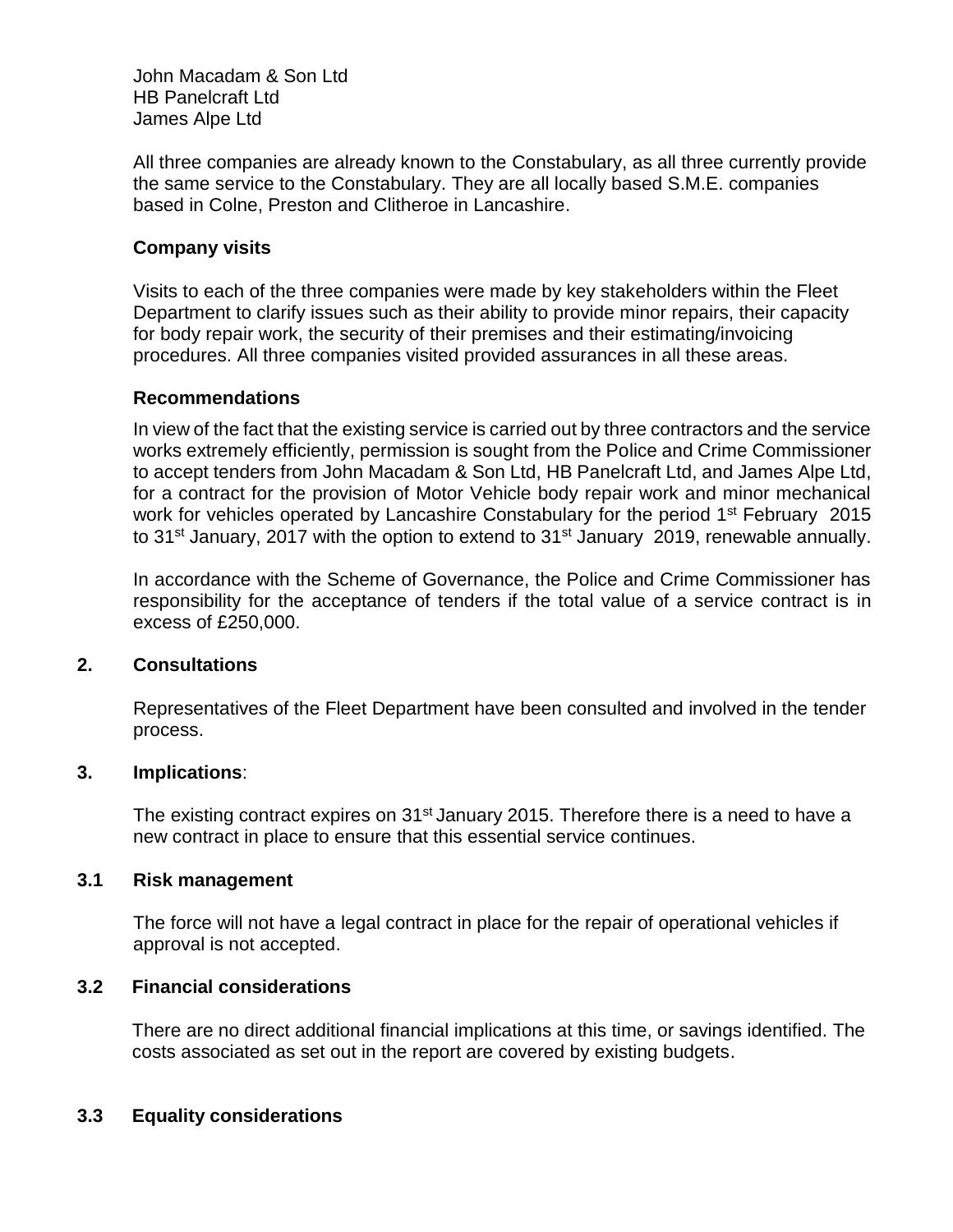John Macadam & Son Ltd
HB Panelcraft Ltd
James Alpe Ltd

All three companies are already known to the Constabulary, as all three currently provide the same service to the Constabulary. They are all locally based S.M.E. companies based in Colne, Preston and Clitheroe in Lancashire.

**Company visits**

Visits to each of the three companies were made by key stakeholders within the Fleet Department to clarify issues such as their ability to provide minor repairs, their capacity for body repair work, the security of their premises and their estimating/invoicing procedures. All three companies visited provided assurances in all these areas.

**Recommendations**

In view of the fact that the existing service is carried out by three contractors and the service works extremely efficiently, permission is sought from the Police and Crime Commissioner to accept tenders from John Macadam & Son Ltd, HB Panelcraft Ltd, and James Alpe Ltd, for a contract for the provision of Motor Vehicle body repair work and minor mechanical work for vehicles operated by Lancashire Constabulary for the period 1st February 2015 to 31st January, 2017 with the option to extend to 31st January 2019, renewable annually.

In accordance with the Scheme of Governance, the Police and Crime Commissioner has responsibility for the acceptance of tenders if the total value of a service contract is in excess of £250,000.

## 2. Consultations

Representatives of the Fleet Department have been consulted and involved in the tender process.

## 3. Implications:

The existing contract expires on 31st January 2015. Therefore there is a need to have a new contract in place to ensure that this essential service continues.

### 3.1 Risk management

The force will not have a legal contract in place for the repair of operational vehicles if approval is not accepted.

### 3.2 Financial considerations

There are no direct additional financial implications at this time, or savings identified. The costs associated as set out in the report are covered by existing budgets.

### 3.3 Equality considerations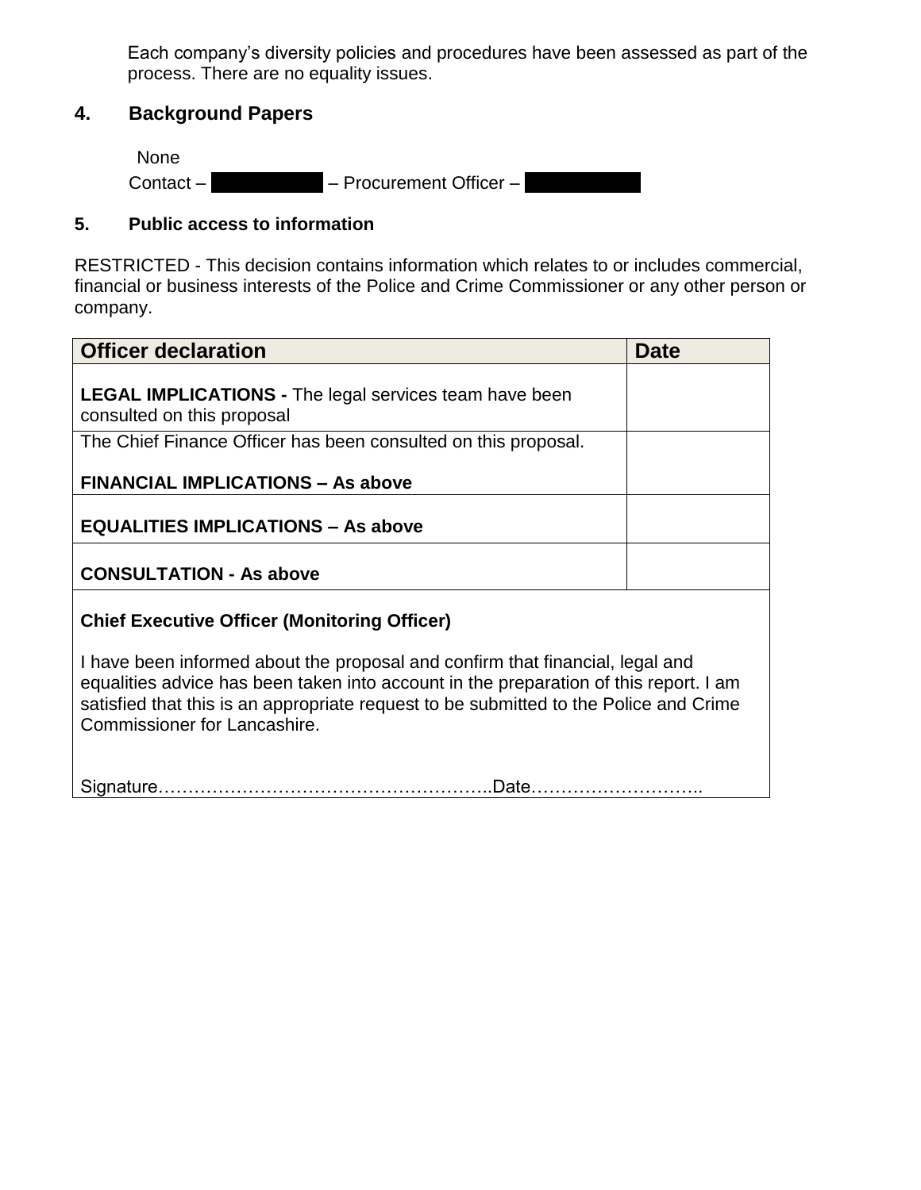Each company's diversity policies and procedures have been assessed as part of the process. There are no equality issues.

## 4. Background Papers

None

Contact – ██████ – Procurement Officer – ██████

## 5. Public access to information

RESTRICTED - This decision contains information which relates to or includes commercial, financial or business interests of the Police and Crime Commissioner or any other person or company.

| Officer declaration | Date |
|---|---|
| **LEGAL IMPLICATIONS -** The legal services team have been consulted on this proposal | |
| The Chief Finance Officer has been consulted on this proposal.<br><br>**FINANCIAL IMPLICATIONS – As above** | |
| **EQUALITIES IMPLICATIONS – As above** | |
| **CONSULTATION - As above** | |
| **Chief Executive Officer (Monitoring Officer)**<br><br>I have been informed about the proposal and confirm that financial, legal and equalities advice has been taken into account in the preparation of this report. I am satisfied that this is an appropriate request to be submitted to the Police and Crime Commissioner for Lancashire.<br><br>Signature………………………………………………..Date……………………….. | |